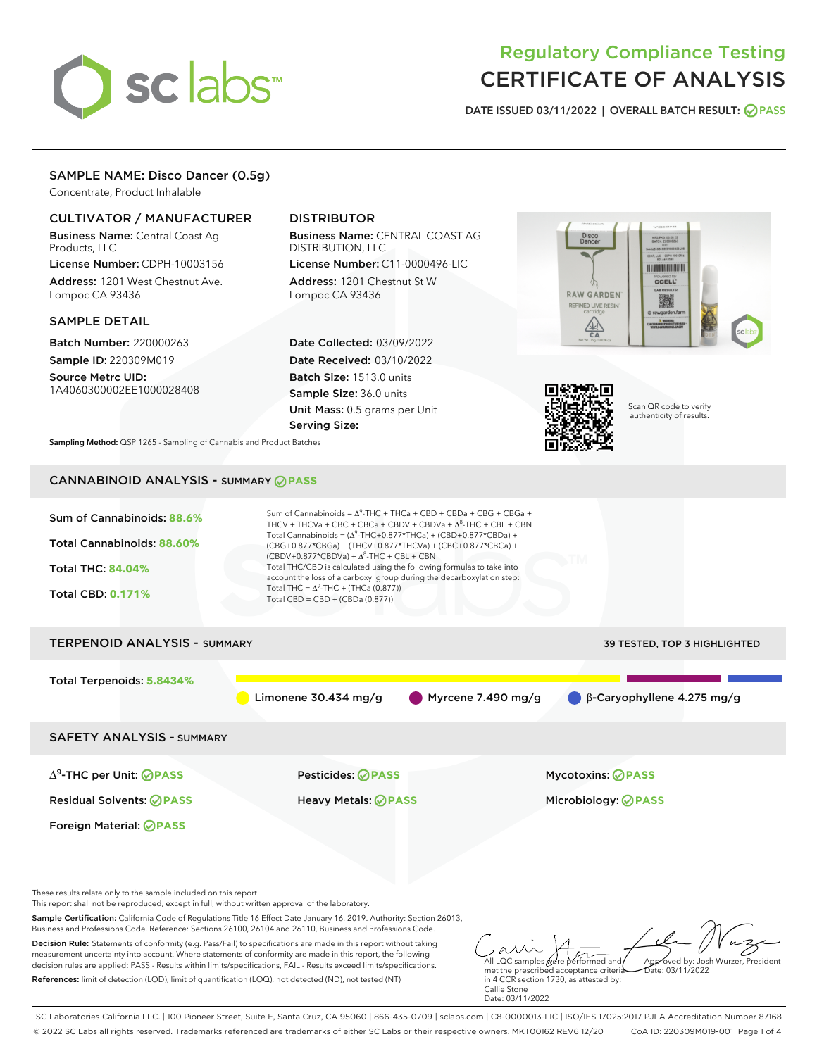# Regulatory Compliance Testing
# CERTIFICATE OF ANALYSIS

**DATE ISSUED** 03/11/2022 | **OVERALL BATCH RESULT:** PASS

## SAMPLE NAME: Disco Dancer (0.5g)

Concentrate, Product Inhalable

### CULTIVATOR / MANUFACTURER

**Business Name:** Central Coast Ag Products, LLC

**License Number:** CDPH-10003156

**Address:** 1201 West Chestnut Ave. Lompoc CA 93436

### DISTRIBUTOR

**Business Name:** CENTRAL COAST AG DISTRIBUTION, LLC

**License Number:** C11-0000496-LIC

**Address:** 1201 Chestnut St W Lompoc CA 93436

### SAMPLE DETAIL

**Batch Number:** 220000263

**Sample ID:** 220309M019

**Source Metrc UID:** 1A4060300002EE1000028408

**Date Collected:** 03/09/2022

**Date Received:** 03/10/2022

**Batch Size:** 1513.0 units

**Sample Size:** 36.0 units

**Unit Mass:** 0.5 grams per Unit

**Serving Size:**

**Sampling Method:** QSP 1265 - Sampling of Cannabis and Product Batches

Scan QR code to verify authenticity of results.

## CANNABINOID ANALYSIS - SUMMARY PASS

**Sum of Cannabinoids:** 88.6%

**Total Cannabinoids:** 88.60%

**Total THC:** 84.04%

**Total CBD:** 0.171%

Sum of Cannabinoids = $\Delta^9$-THC + THCa + CBD + CBDa + CBG + CBGa + THCV + THCVa + CBC + CBCa + CBDV + CBDVa + $\Delta^8$-THC + CBL + CBN

Total Cannabinoids = ($\Delta^9$-THC+0.877*THCa) + (CBD+0.877*CBDa) + (CBG+0.877*CBGa) + (THCV+0.877*THCVa) + (CBC+0.877*CBCa) + (CBDV+0.877*CBDVa) + $\Delta^8$-THC + CBL + CBN

Total THC/CBD is calculated using the following formulas to take into account the loss of a carboxyl group during the decarboxylation step:

Total THC = $\Delta^9$-THC + (THCa (0.877))

Total CBD = CBD + (CBDa (0.877))

## TERPENOID ANALYSIS - SUMMARY

39 TESTED, TOP 3 HIGHLIGHTED

**Total Terpenoids:** 5.8434%

Limonene 30.434 mg/g | Myrcene 7.490 mg/g | β-Caryophyllene 4.275 mg/g

## SAFETY ANALYSIS - SUMMARY

| | | |
|---|---|---|
| $\Delta^9$-THC per Unit: PASS | Pesticides: PASS | Mycotoxins: PASS |
| Residual Solvents: PASS | Heavy Metals: PASS | Microbiology: PASS |
| Foreign Material: PASS | | |

These results relate only to the sample included on this report.
This report shall not be reproduced, except in full, without written approval of the laboratory.

**Sample Certification:** California Code of Regulations Title 16 Effect Date January 16, 2019. Authority: Section 26013, Business and Professions Code. Reference: Sections 26100, 26104 and 26110, Business and Professions Code.

**Decision Rule:** Statements of conformity (e.g. Pass/Fail) to specifications are made in this report without taking measurement uncertainty into account. Where statements of conformity are made in this report, the following decision rules are applied: PASS - Results within limits/specifications, FAIL - Results exceed limits/specifications.

**References:** limit of detection (LOD), limit of quantification (LOQ), not detected (ND), not tested (NT)

All LQC samples were performed and met the prescribed acceptance criteria in 4 CCR section 1730, as attested by: Callie Stone
Date: 03/11/2022

Approved by: Josh Wurzer, President
Date: 03/11/2022

SC Laboratories California LLC. | 100 Pioneer Street, Suite E, Santa Cruz, CA 95060 | 866-435-0709 | sclabs.com | C8-0000013-LIC | ISO/IES 17025:2017 PJLA Accreditation Number 87168
© 2022 SC Labs all rights reserved. Trademarks referenced are trademarks of either SC Labs or their respective owners. MKT00162 REV6 12/20 CoA ID: 220309M019-001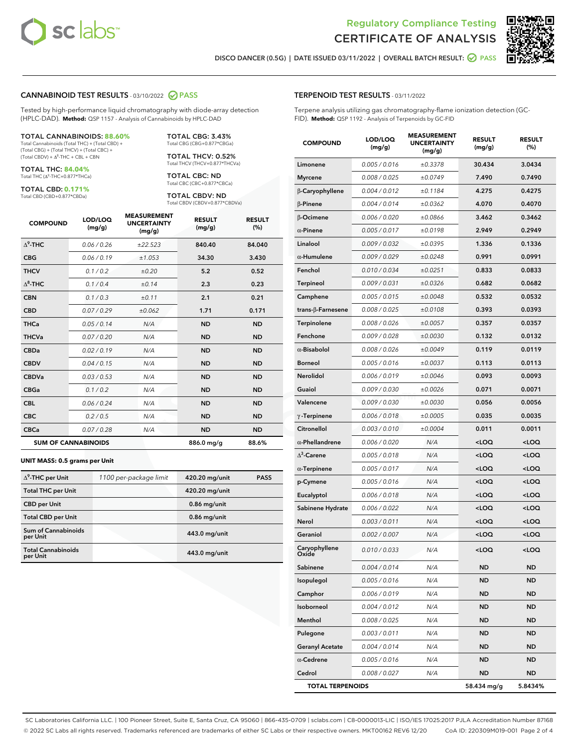Regulatory Compliance Testing
# CERTIFICATE OF ANALYSIS

DISCO DANCER (0.5G) | DATE ISSUED 03/11/2022 | OVERALL BATCH RESULT: PASS

## CANNABINOID TEST RESULTS - 03/10/2022 PASS

Tested by high-performance liquid chromatography with diode-array detection (HPLC-DAD). **Method:** QSP 1157 - Analysis of Cannabinoids by HPLC-DAD

**TOTAL CANNABINOIDS: 88.60%**
Total Cannabinoids (Total THC) + (Total CBD) + (Total CBG) + (Total THCV) + (Total CBC) + (Total CBDV) + $\Delta^8$-THC + CBL + CBN

**TOTAL THC: 84.04%**
Total THC ($\Delta^9$-THC+0.877*THCa)

**TOTAL CBD: 0.171%**
Total CBD (CBD+0.877*CBDa)

**TOTAL CBG: 3.43%**
Total CBG (CBG+0.877*CBGa)

**TOTAL THCV: 0.52%**
Total THCV (THCV+0.877*THCVa)

**TOTAL CBC: ND**
Total CBC (CBC+0.877*CBCa)

**TOTAL CBDV: ND**
Total CBDV (CBDV+0.877*CBDVa)

| COMPOUND | LOD/LOQ (mg/g) | MEASUREMENT UNCERTAINTY (mg/g) | RESULT (mg/g) | RESULT (%) |
|---|---|---|---|---|
| $\Delta^9$-THC | 0.06 / 0.26 | ±22.523 | 840.40 | 84.040 |
| CBG | 0.06 / 0.19 | ±1.053 | 34.30 | 3.430 |
| THCV | 0.1 / 0.2 | ±0.20 | 5.2 | 0.52 |
| $\Delta^8$-THC | 0.1 / 0.4 | ±0.14 | 2.3 | 0.23 |
| CBN | 0.1 / 0.3 | ±0.11 | 2.1 | 0.21 |
| CBD | 0.07 / 0.29 | ±0.062 | 1.71 | 0.171 |
| THCa | 0.05 / 0.14 | N/A | ND | ND |
| THCVa | 0.07 / 0.20 | N/A | ND | ND |
| CBDa | 0.02 / 0.19 | N/A | ND | ND |
| CBDV | 0.04 / 0.15 | N/A | ND | ND |
| CBDVa | 0.03 / 0.53 | N/A | ND | ND |
| CBGa | 0.1 / 0.2 | N/A | ND | ND |
| CBL | 0.06 / 0.24 | N/A | ND | ND |
| CBC | 0.2 / 0.5 | N/A | ND | ND |
| CBCa | 0.07 / 0.28 | N/A | ND | ND |
| **SUM OF CANNABINOIDS** | | | 886.0 mg/g | 88.6% |

**UNIT MASS: 0.5 grams per Unit**

| | | | |
|---|---|---|---|
| $\Delta^9$-THC per Unit | 1100 per-package limit | 420.20 mg/unit | PASS |
| Total THC per Unit | | 420.20 mg/unit | |
| CBD per Unit | | 0.86 mg/unit | |
| Total CBD per Unit | | 0.86 mg/unit | |
| Sum of Cannabinoids per Unit | | 443.0 mg/unit | |
| Total Cannabinoids per Unit | | 443.0 mg/unit | |

## TERPENOID TEST RESULTS - 03/11/2022

Terpene analysis utilizing gas chromatography-flame ionization detection (GC-FID). **Method:** QSP 1192 - Analysis of Terpenoids by GC-FID

| COMPOUND | LOD/LOQ (mg/g) | MEASUREMENT UNCERTAINTY (mg/g) | RESULT (mg/g) | RESULT (%) |
|---|---|---|---|---|
| Limonene | 0.005 / 0.016 | ±0.3378 | 30.434 | 3.0434 |
| Myrcene | 0.008 / 0.025 | ±0.0749 | 7.490 | 0.7490 |
| β-Caryophyllene | 0.004 / 0.012 | ±0.1184 | 4.275 | 0.4275 |
| β-Pinene | 0.004 / 0.014 | ±0.0362 | 4.070 | 0.4070 |
| β-Ocimene | 0.006 / 0.020 | ±0.0866 | 3.462 | 0.3462 |
| α-Pinene | 0.005 / 0.017 | ±0.0198 | 2.949 | 0.2949 |
| Linalool | 0.009 / 0.032 | ±0.0395 | 1.336 | 0.1336 |
| α-Humulene | 0.009 / 0.029 | ±0.0248 | 0.991 | 0.0991 |
| Fenchol | 0.010 / 0.034 | ±0.0251 | 0.833 | 0.0833 |
| Terpineol | 0.009 / 0.031 | ±0.0326 | 0.682 | 0.0682 |
| Camphene | 0.005 / 0.015 | ±0.0048 | 0.532 | 0.0532 |
| trans-β-Farnesene | 0.008 / 0.025 | ±0.0108 | 0.393 | 0.0393 |
| Terpinolene | 0.008 / 0.026 | ±0.0057 | 0.357 | 0.0357 |
| Fenchone | 0.009 / 0.028 | ±0.0030 | 0.132 | 0.0132 |
| α-Bisabolol | 0.008 / 0.026 | ±0.0049 | 0.119 | 0.0119 |
| Borneol | 0.005 / 0.016 | ±0.0037 | 0.113 | 0.0113 |
| Nerolidol | 0.006 / 0.019 | ±0.0046 | 0.093 | 0.0093 |
| Guaiol | 0.009 / 0.030 | ±0.0026 | 0.071 | 0.0071 |
| Valencene | 0.009 / 0.030 | ±0.0030 | 0.056 | 0.0056 |
| γ-Terpinene | 0.006 / 0.018 | ±0.0005 | 0.035 | 0.0035 |
| Citronellol | 0.003 / 0.010 | ±0.0004 | 0.011 | 0.0011 |
| α-Phellandrene | 0.006 / 0.020 | N/A | <LOQ | <LOQ |
| $\Delta^3$-Carene | 0.005 / 0.018 | N/A | <LOQ | <LOQ |
| α-Terpinene | 0.005 / 0.017 | N/A | <LOQ | <LOQ |
| p-Cymene | 0.005 / 0.016 | N/A | <LOQ | <LOQ |
| Eucalyptol | 0.006 / 0.018 | N/A | <LOQ | <LOQ |
| Sabinene Hydrate | 0.006 / 0.022 | N/A | <LOQ | <LOQ |
| Nerol | 0.003 / 0.011 | N/A | <LOQ | <LOQ |
| Geraniol | 0.002 / 0.007 | N/A | <LOQ | <LOQ |
| Caryophyllene Oxide | 0.010 / 0.033 | N/A | <LOQ | <LOQ |
| Sabinene | 0.004 / 0.014 | N/A | ND | ND |
| Isopulegol | 0.005 / 0.016 | N/A | ND | ND |
| Camphor | 0.006 / 0.019 | N/A | ND | ND |
| Isoborneol | 0.004 / 0.012 | N/A | ND | ND |
| Menthol | 0.008 / 0.025 | N/A | ND | ND |
| Pulegone | 0.003 / 0.011 | N/A | ND | ND |
| Geranyl Acetate | 0.004 / 0.014 | N/A | ND | ND |
| α-Cedrene | 0.005 / 0.016 | N/A | ND | ND |
| Cedrol | 0.008 / 0.027 | N/A | ND | ND |
| **TOTAL TERPENOIDS** | | | 58.434 mg/g | 5.8434% |

SC Laboratories California LLC. | 100 Pioneer Street, Suite E, Santa Cruz, CA 95060 | 866-435-0709 | sclabs.com | C8-0000013-LIC | ISO/IES 17025:2017 PJLA Accreditation Number 87168
© 2022 SC Labs all rights reserved. Trademarks referenced are trademarks of either SC Labs or their respective owners. MKT00162 REV6 12/20 CoA ID: 220309M019-001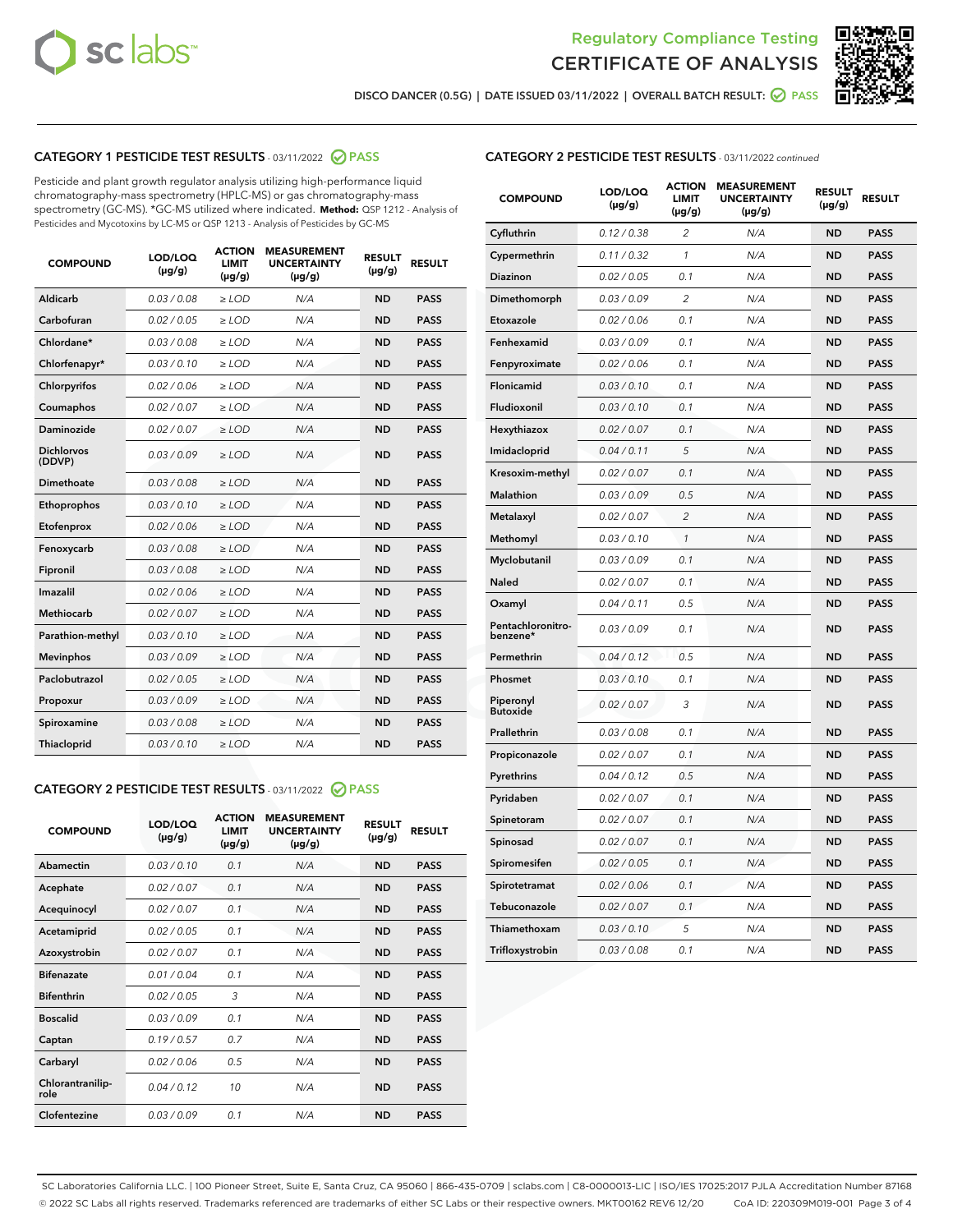Regulatory Compliance Testing
CERTIFICATE OF ANALYSIS

DISCO DANCER (0.5G) | DATE ISSUED 03/11/2022 | OVERALL BATCH RESULT: PASS

## CATEGORY 1 PESTICIDE TEST RESULTS - 03/11/2022 PASS

Pesticide and plant growth regulator analysis utilizing high-performance liquid chromatography-mass spectrometry (HPLC-MS) or gas chromatography-mass spectrometry (GC-MS). *GC-MS utilized where indicated. **Method:** QSP 1212 - Analysis of Pesticides and Mycotoxins by LC-MS or QSP 1213 - Analysis of Pesticides by GC-MS

| COMPOUND | LOD/LOQ (µg/g) | ACTION LIMIT (µg/g) | MEASUREMENT UNCERTAINTY (µg/g) | RESULT (µg/g) | RESULT |
|---|---|---|---|---|---|
| Aldicarb | 0.03 / 0.08 | ≥ LOD | N/A | ND | PASS |
| Carbofuran | 0.02 / 0.05 | ≥ LOD | N/A | ND | PASS |
| Chlordane* | 0.03 / 0.08 | ≥ LOD | N/A | ND | PASS |
| Chlorfenapyr* | 0.03 / 0.10 | ≥ LOD | N/A | ND | PASS |
| Chlorpyrifos | 0.02 / 0.06 | ≥ LOD | N/A | ND | PASS |
| Coumaphos | 0.02 / 0.07 | ≥ LOD | N/A | ND | PASS |
| Daminozide | 0.02 / 0.07 | ≥ LOD | N/A | ND | PASS |
| Dichlorvos (DDVP) | 0.03 / 0.09 | ≥ LOD | N/A | ND | PASS |
| Dimethoate | 0.03 / 0.08 | ≥ LOD | N/A | ND | PASS |
| Ethoprophos | 0.03 / 0.10 | ≥ LOD | N/A | ND | PASS |
| Etofenprox | 0.02 / 0.06 | ≥ LOD | N/A | ND | PASS |
| Fenoxycarb | 0.03 / 0.08 | ≥ LOD | N/A | ND | PASS |
| Fipronil | 0.03 / 0.08 | ≥ LOD | N/A | ND | PASS |
| Imazalil | 0.02 / 0.06 | ≥ LOD | N/A | ND | PASS |
| Methiocarb | 0.02 / 0.07 | ≥ LOD | N/A | ND | PASS |
| Parathion-methyl | 0.03 / 0.10 | ≥ LOD | N/A | ND | PASS |
| Mevinphos | 0.03 / 0.09 | ≥ LOD | N/A | ND | PASS |
| Paclobutrazol | 0.02 / 0.05 | ≥ LOD | N/A | ND | PASS |
| Propoxur | 0.03 / 0.09 | ≥ LOD | N/A | ND | PASS |
| Spiroxamine | 0.03 / 0.08 | ≥ LOD | N/A | ND | PASS |
| Thiacloprid | 0.03 / 0.10 | ≥ LOD | N/A | ND | PASS |

## CATEGORY 2 PESTICIDE TEST RESULTS - 03/11/2022 PASS

| COMPOUND | LOD/LOQ (µg/g) | ACTION LIMIT (µg/g) | MEASUREMENT UNCERTAINTY (µg/g) | RESULT (µg/g) | RESULT |
|---|---|---|---|---|---|
| Abamectin | 0.03 / 0.10 | 0.1 | N/A | ND | PASS |
| Acephate | 0.02 / 0.07 | 0.1 | N/A | ND | PASS |
| Acequinocyl | 0.02 / 0.07 | 0.1 | N/A | ND | PASS |
| Acetamiprid | 0.02 / 0.05 | 0.1 | N/A | ND | PASS |
| Azoxystrobin | 0.02 / 0.07 | 0.1 | N/A | ND | PASS |
| Bifenazate | 0.01 / 0.04 | 0.1 | N/A | ND | PASS |
| Bifenthrin | 0.02 / 0.05 | 3 | N/A | ND | PASS |
| Boscalid | 0.03 / 0.09 | 0.1 | N/A | ND | PASS |
| Captan | 0.19 / 0.57 | 0.7 | N/A | ND | PASS |
| Carbaryl | 0.02 / 0.06 | 0.5 | N/A | ND | PASS |
| Chlorantraniliprole | 0.04 / 0.12 | 10 | N/A | ND | PASS |
| Clofentezine | 0.03 / 0.09 | 0.1 | N/A | ND | PASS |
| Cyfluthrin | 0.12 / 0.38 | 2 | N/A | ND | PASS |
| Cypermethrin | 0.11 / 0.32 | 1 | N/A | ND | PASS |
| Diazinon | 0.02 / 0.05 | 0.1 | N/A | ND | PASS |
| Dimethomorph | 0.03 / 0.09 | 2 | N/A | ND | PASS |
| Etoxazole | 0.02 / 0.06 | 0.1 | N/A | ND | PASS |
| Fenhexamid | 0.03 / 0.09 | 0.1 | N/A | ND | PASS |
| Fenpyroximate | 0.02 / 0.06 | 0.1 | N/A | ND | PASS |
| Flonicamid | 0.03 / 0.10 | 0.1 | N/A | ND | PASS |
| Fludioxonil | 0.03 / 0.10 | 0.1 | N/A | ND | PASS |
| Hexythiazox | 0.02 / 0.07 | 0.1 | N/A | ND | PASS |
| Imidacloprid | 0.04 / 0.11 | 5 | N/A | ND | PASS |
| Kresoxim-methyl | 0.02 / 0.07 | 0.1 | N/A | ND | PASS |
| Malathion | 0.03 / 0.09 | 0.5 | N/A | ND | PASS |
| Metalaxyl | 0.02 / 0.07 | 2 | N/A | ND | PASS |
| Methomyl | 0.03 / 0.10 | 1 | N/A | ND | PASS |
| Myclobutanil | 0.03 / 0.09 | 0.1 | N/A | ND | PASS |
| Naled | 0.02 / 0.07 | 0.1 | N/A | ND | PASS |
| Oxamyl | 0.04 / 0.11 | 0.5 | N/A | ND | PASS |
| Pentachloronitrobenzene* | 0.03 / 0.09 | 0.1 | N/A | ND | PASS |
| Permethrin | 0.04 / 0.12 | 0.5 | N/A | ND | PASS |
| Phosmet | 0.03 / 0.10 | 0.1 | N/A | ND | PASS |
| Piperonyl Butoxide | 0.02 / 0.07 | 3 | N/A | ND | PASS |
| Prallethrin | 0.03 / 0.08 | 0.1 | N/A | ND | PASS |
| Propiconazole | 0.02 / 0.07 | 0.1 | N/A | ND | PASS |
| Pyrethrins | 0.04 / 0.12 | 0.5 | N/A | ND | PASS |
| Pyridaben | 0.02 / 0.07 | 0.1 | N/A | ND | PASS |
| Spinetoram | 0.02 / 0.07 | 0.1 | N/A | ND | PASS |
| Spinosad | 0.02 / 0.07 | 0.1 | N/A | ND | PASS |
| Spiromesifen | 0.02 / 0.05 | 0.1 | N/A | ND | PASS |
| Spirotetramat | 0.02 / 0.06 | 0.1 | N/A | ND | PASS |
| Tebuconazole | 0.02 / 0.07 | 0.1 | N/A | ND | PASS |
| Thiamethoxam | 0.03 / 0.10 | 5 | N/A | ND | PASS |
| Trifloxystrobin | 0.03 / 0.08 | 0.1 | N/A | ND | PASS |

SC Laboratories California LLC. | 100 Pioneer Street, Suite E, Santa Cruz, CA 95060 | 866-435-0709 | sclabs.com | C8-0000013-LIC | ISO/IES 17025:2017 PJLA Accreditation Number 87168
© 2022 SC Labs all rights reserved. Trademarks referenced are trademarks of either SC Labs or their respective owners. MKT00162 REV6 12/20 CoA ID: 220309M019-001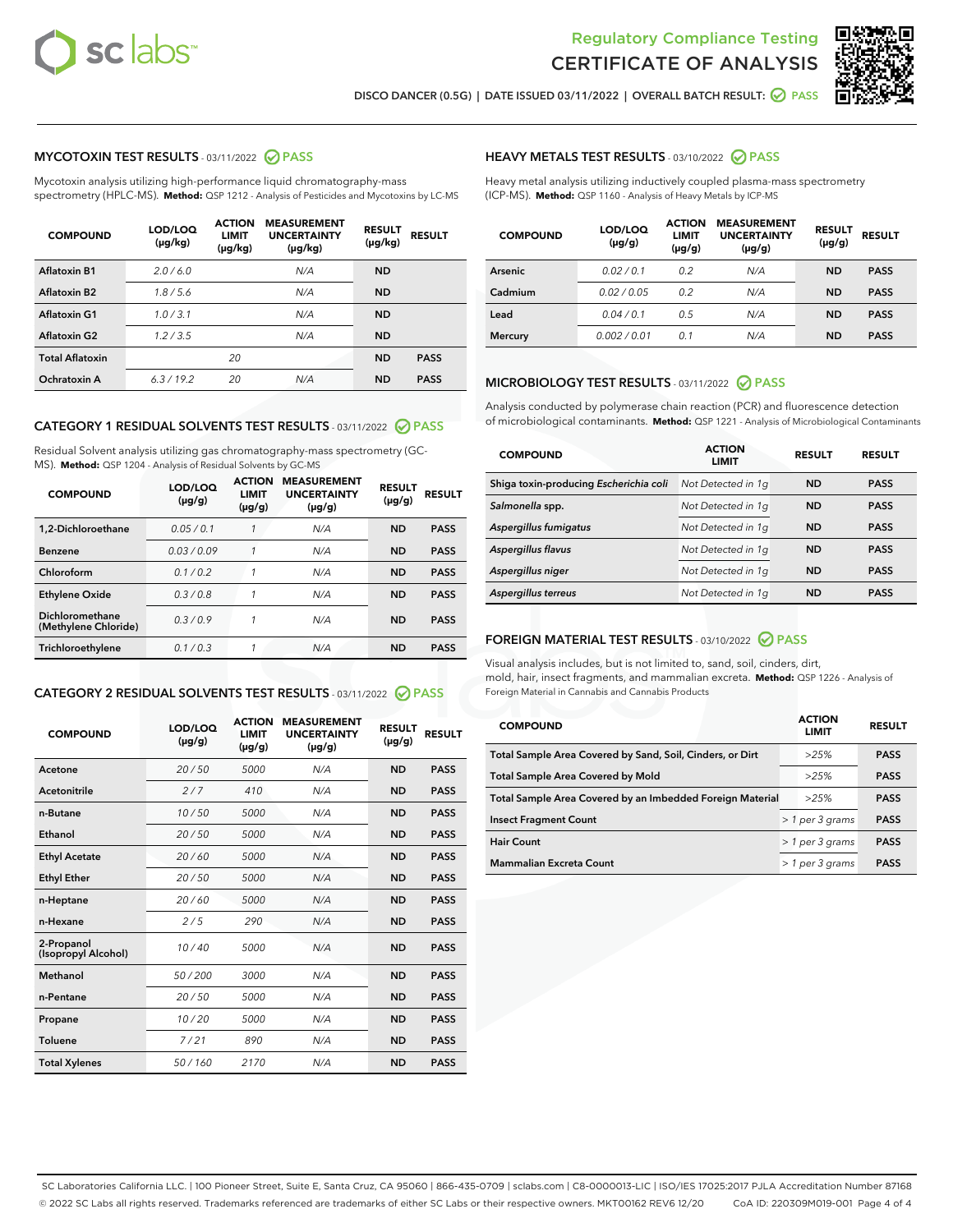Regulatory Compliance Testing
# CERTIFICATE OF ANALYSIS

DISCO DANCER (0.5G) | DATE ISSUED 03/11/2022 | OVERALL BATCH RESULT: PASS

## MYCOTOXIN TEST RESULTS - 03/11/2022 PASS

Mycotoxin analysis utilizing high-performance liquid chromatography-mass spectrometry (HPLC-MS). **Method:** QSP 1212 - Analysis of Pesticides and Mycotoxins by LC-MS

| COMPOUND | LOD/LOQ (μg/kg) | ACTION LIMIT (μg/kg) | MEASUREMENT UNCERTAINTY (μg/kg) | RESULT (μg/kg) | RESULT |
|---|---|---|---|---|---|
| Aflatoxin B1 | 2.0 / 6.0 | | N/A | ND | |
| Aflatoxin B2 | 1.8 / 5.6 | | N/A | ND | |
| Aflatoxin G1 | 1.0 / 3.1 | | N/A | ND | |
| Aflatoxin G2 | 1.2 / 3.5 | | N/A | ND | |
| Total Aflatoxin | | 20 | | ND | PASS |
| Ochratoxin A | 6.3 / 19.2 | 20 | N/A | ND | PASS |

## CATEGORY 1 RESIDUAL SOLVENTS TEST RESULTS - 03/11/2022 PASS

Residual Solvent analysis utilizing gas chromatography-mass spectrometry (GC-MS). **Method:** QSP 1204 - Analysis of Residual Solvents by GC-MS

| COMPOUND | LOD/LOQ (μg/g) | ACTION LIMIT (μg/g) | MEASUREMENT UNCERTAINTY (μg/g) | RESULT (μg/g) | RESULT |
|---|---|---|---|---|---|
| 1,2-Dichloroethane | 0.05 / 0.1 | 1 | N/A | ND | PASS |
| Benzene | 0.03 / 0.09 | 1 | N/A | ND | PASS |
| Chloroform | 0.1 / 0.2 | 1 | N/A | ND | PASS |
| Ethylene Oxide | 0.3 / 0.8 | 1 | N/A | ND | PASS |
| Dichloromethane (Methylene Chloride) | 0.3 / 0.9 | 1 | N/A | ND | PASS |
| Trichloroethylene | 0.1 / 0.3 | 1 | N/A | ND | PASS |

## CATEGORY 2 RESIDUAL SOLVENTS TEST RESULTS - 03/11/2022 PASS

| COMPOUND | LOD/LOQ (μg/g) | ACTION LIMIT (μg/g) | MEASUREMENT UNCERTAINTY (μg/g) | RESULT (μg/g) | RESULT |
|---|---|---|---|---|---|
| Acetone | 20 / 50 | 5000 | N/A | ND | PASS |
| Acetonitrile | 2 / 7 | 410 | N/A | ND | PASS |
| n-Butane | 10 / 50 | 5000 | N/A | ND | PASS |
| Ethanol | 20 / 50 | 5000 | N/A | ND | PASS |
| Ethyl Acetate | 20 / 60 | 5000 | N/A | ND | PASS |
| Ethyl Ether | 20 / 50 | 5000 | N/A | ND | PASS |
| n-Heptane | 20 / 60 | 5000 | N/A | ND | PASS |
| n-Hexane | 2 / 5 | 290 | N/A | ND | PASS |
| 2-Propanol (Isopropyl Alcohol) | 10 / 40 | 5000 | N/A | ND | PASS |
| Methanol | 50 / 200 | 3000 | N/A | ND | PASS |
| n-Pentane | 20 / 50 | 5000 | N/A | ND | PASS |
| Propane | 10 / 20 | 5000 | N/A | ND | PASS |
| Toluene | 7 / 21 | 890 | N/A | ND | PASS |
| Total Xylenes | 50 / 160 | 2170 | N/A | ND | PASS |

## HEAVY METALS TEST RESULTS - 03/10/2022 PASS

Heavy metal analysis utilizing inductively coupled plasma-mass spectrometry (ICP-MS). **Method:** QSP 1160 - Analysis of Heavy Metals by ICP-MS

| COMPOUND | LOD/LOQ (μg/g) | ACTION LIMIT (μg/g) | MEASUREMENT UNCERTAINTY (μg/g) | RESULT (μg/g) | RESULT |
|---|---|---|---|---|---|
| Arsenic | 0.02 / 0.1 | 0.2 | N/A | ND | PASS |
| Cadmium | 0.02 / 0.05 | 0.2 | N/A | ND | PASS |
| Lead | 0.04 / 0.1 | 0.5 | N/A | ND | PASS |
| Mercury | 0.002 / 0.01 | 0.1 | N/A | ND | PASS |

## MICROBIOLOGY TEST RESULTS - 03/11/2022 PASS

Analysis conducted by polymerase chain reaction (PCR) and fluorescence detection of microbiological contaminants. **Method:** QSP 1221 - Analysis of Microbiological Contaminants

| COMPOUND | ACTION LIMIT | RESULT | RESULT |
|---|---|---|---|
| Shiga toxin-producing *Escherichia coli* | Not Detected in 1g | ND | PASS |
| *Salmonella* spp. | Not Detected in 1g | ND | PASS |
| *Aspergillus fumigatus* | Not Detected in 1g | ND | PASS |
| *Aspergillus flavus* | Not Detected in 1g | ND | PASS |
| *Aspergillus niger* | Not Detected in 1g | ND | PASS |
| *Aspergillus terreus* | Not Detected in 1g | ND | PASS |

## FOREIGN MATERIAL TEST RESULTS - 03/10/2022 PASS

Visual analysis includes, but is not limited to, sand, soil, cinders, dirt, mold, hair, insect fragments, and mammalian excreta. **Method:** QSP 1226 - Analysis of Foreign Material in Cannabis and Cannabis Products

| COMPOUND | ACTION LIMIT | RESULT |
|---|---|---|
| Total Sample Area Covered by Sand, Soil, Cinders, or Dirt | >25% | PASS |
| Total Sample Area Covered by Mold | >25% | PASS |
| Total Sample Area Covered by an Imbedded Foreign Material | >25% | PASS |
| Insect Fragment Count | > 1 per 3 grams | PASS |
| Hair Count | > 1 per 3 grams | PASS |
| Mammalian Excreta Count | > 1 per 3 grams | PASS |

SC Laboratories California LLC. | 100 Pioneer Street, Suite E, Santa Cruz, CA 95060 | 866-435-0709 | sclabs.com | C8-0000013-LIC | ISO/IES 17025:2017 PJLA Accreditation Number 87168
© 2022 SC Labs all rights reserved. Trademarks referenced are trademarks of either SC Labs or their respective owners. MKT00162 REV6 12/20 CoA ID: 220309M019-001